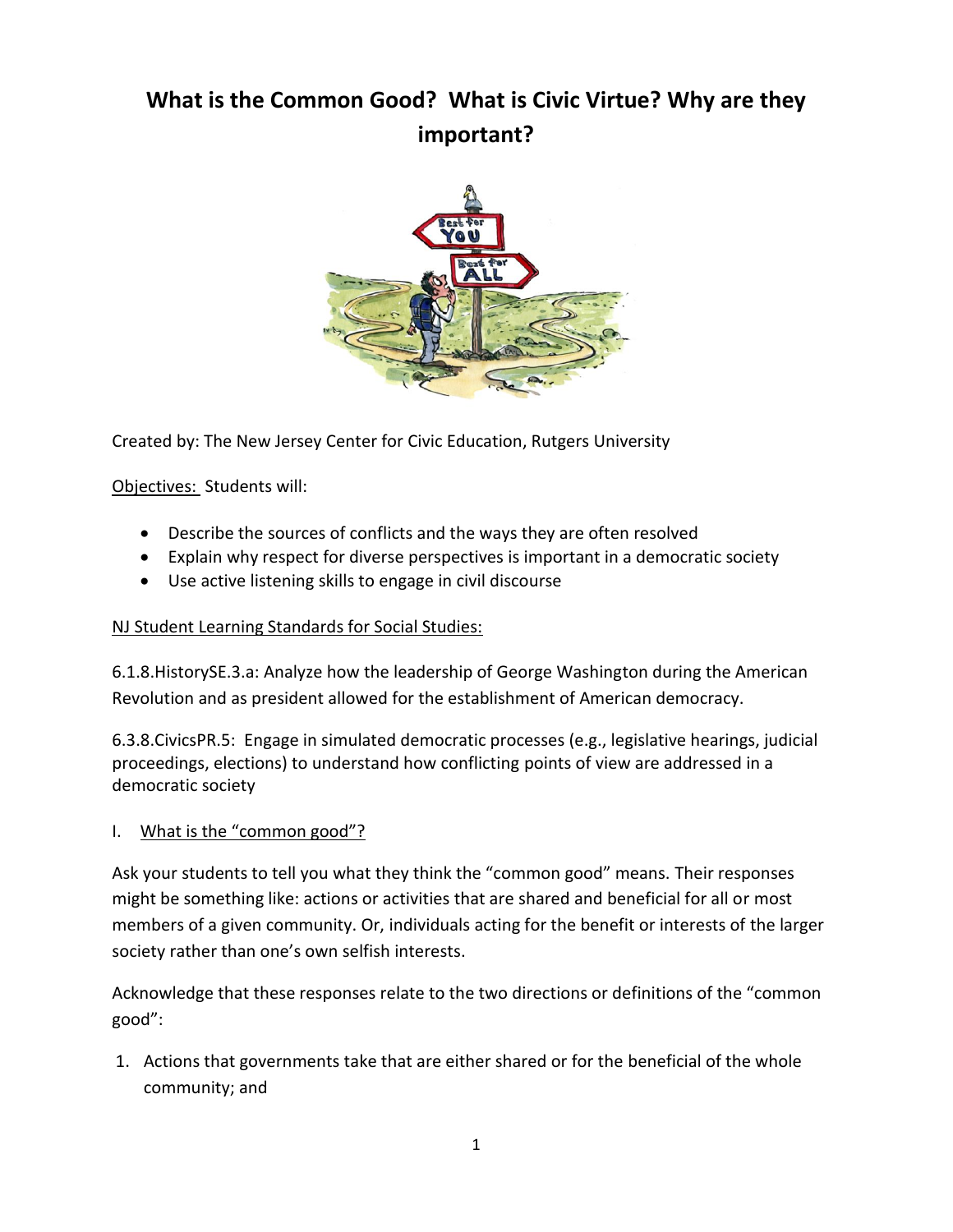# What is the Common Good? What is Civic Virtue? Why are they important?

Created by: The New Jersey Center for Civic Education, Rutgers University

Objectives: Students will:

- Describe the sources of conflicts and the ways they are often resolved
- Explain why respect for diverse perspectives is important in a democratic society
- Use active listening skills to engage in civil discourse

NJ Student Learning Standards for Social Studies:

6.1.8.HistorySE.3.a: Analyze how the leadership of George Washington during the American Revolution and as president allowed for the establishment of American democracy.

6.3.8.CivicsPR.5: Engage in simulated democratic processes (e.g., legislative hearings, judicial proceedings, elections) to understand how conflicting points of view are addressed in a democratic society

## I. What is the "common good"?

Ask your students to tell you what they think the "common good" means. Their responses might be something like: actions or activities that are shared and beneficial for all or most members of a given community. Or, individuals acting for the benefit or interests of the larger society rather than one's own selfish interests.

Acknowledge that these responses relate to the two directions or definitions of the "common good":

1. Actions that governments take that are either shared or for the beneficial of the whole community; and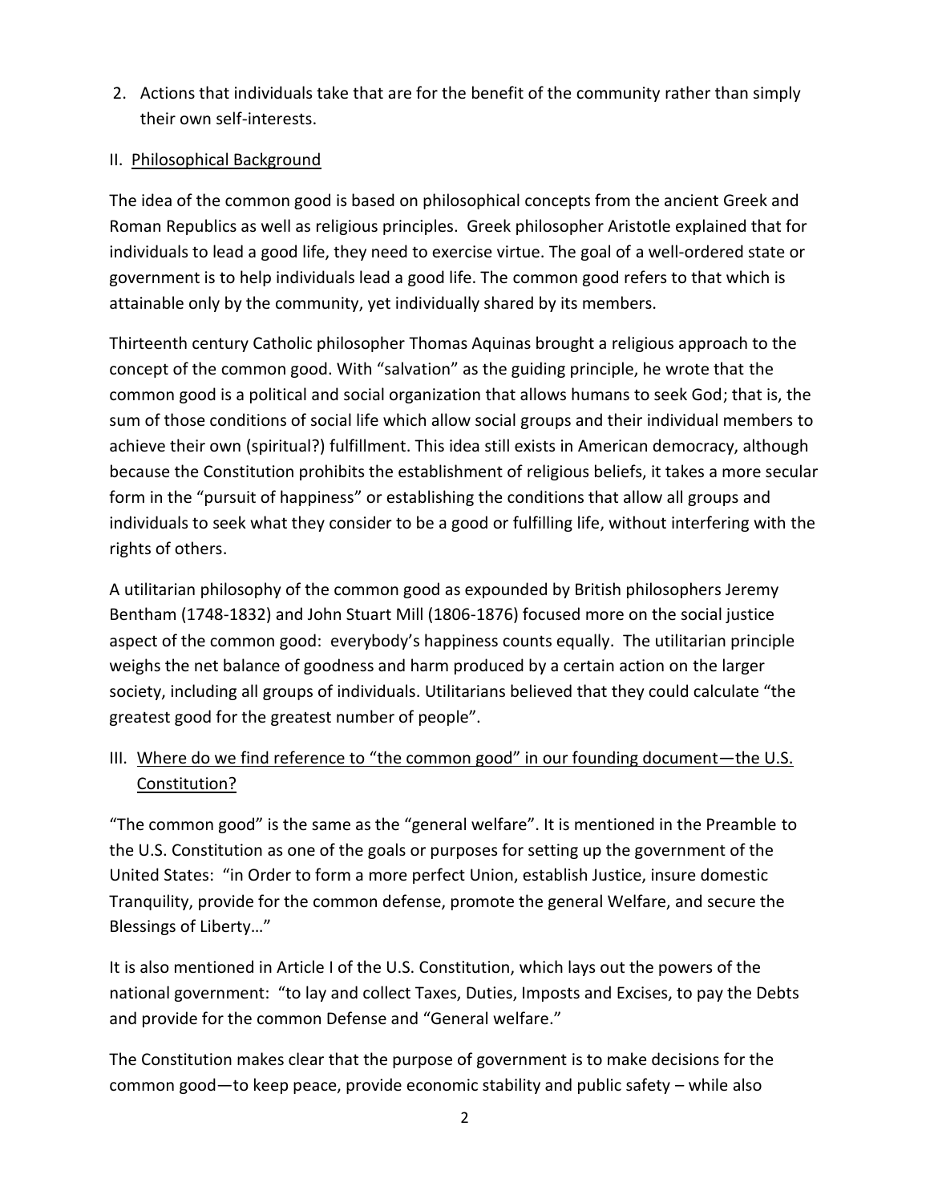2. Actions that individuals take that are for the benefit of the community rather than simply their own self-interests.

## II. Philosophical Background

The idea of the common good is based on philosophical concepts from the ancient Greek and Roman Republics as well as religious principles. Greek philosopher Aristotle explained that for individuals to lead a good life, they need to exercise virtue. The goal of a well-ordered state or government is to help individuals lead a good life. The common good refers to that which is attainable only by the community, yet individually shared by its members.

Thirteenth century Catholic philosopher Thomas Aquinas brought a religious approach to the concept of the common good. With "salvation" as the guiding principle, he wrote that the common good is a political and social organization that allows humans to seek God; that is, the sum of those conditions of social life which allow social groups and their individual members to achieve their own (spiritual?) fulfillment. This idea still exists in American democracy, although because the Constitution prohibits the establishment of religious beliefs, it takes a more secular form in the "pursuit of happiness" or establishing the conditions that allow all groups and individuals to seek what they consider to be a good or fulfilling life, without interfering with the rights of others.

A utilitarian philosophy of the common good as expounded by British philosophers Jeremy Bentham (1748-1832) and John Stuart Mill (1806-1876) focused more on the social justice aspect of the common good: everybody's happiness counts equally. The utilitarian principle weighs the net balance of goodness and harm produced by a certain action on the larger society, including all groups of individuals. Utilitarians believed that they could calculate "the greatest good for the greatest number of people".

## III. Where do we find reference to "the common good" in our founding document—the U.S. Constitution?

"The common good" is the same as the "general welfare". It is mentioned in the Preamble to the U.S. Constitution as one of the goals or purposes for setting up the government of the United States: "in Order to form a more perfect Union, establish Justice, insure domestic Tranquility, provide for the common defense, promote the general Welfare, and secure the Blessings of Liberty…"

It is also mentioned in Article I of the U.S. Constitution, which lays out the powers of the national government: "to lay and collect Taxes, Duties, Imposts and Excises, to pay the Debts and provide for the common Defense and "General welfare."

The Constitution makes clear that the purpose of government is to make decisions for the common good—to keep peace, provide economic stability and public safety – while also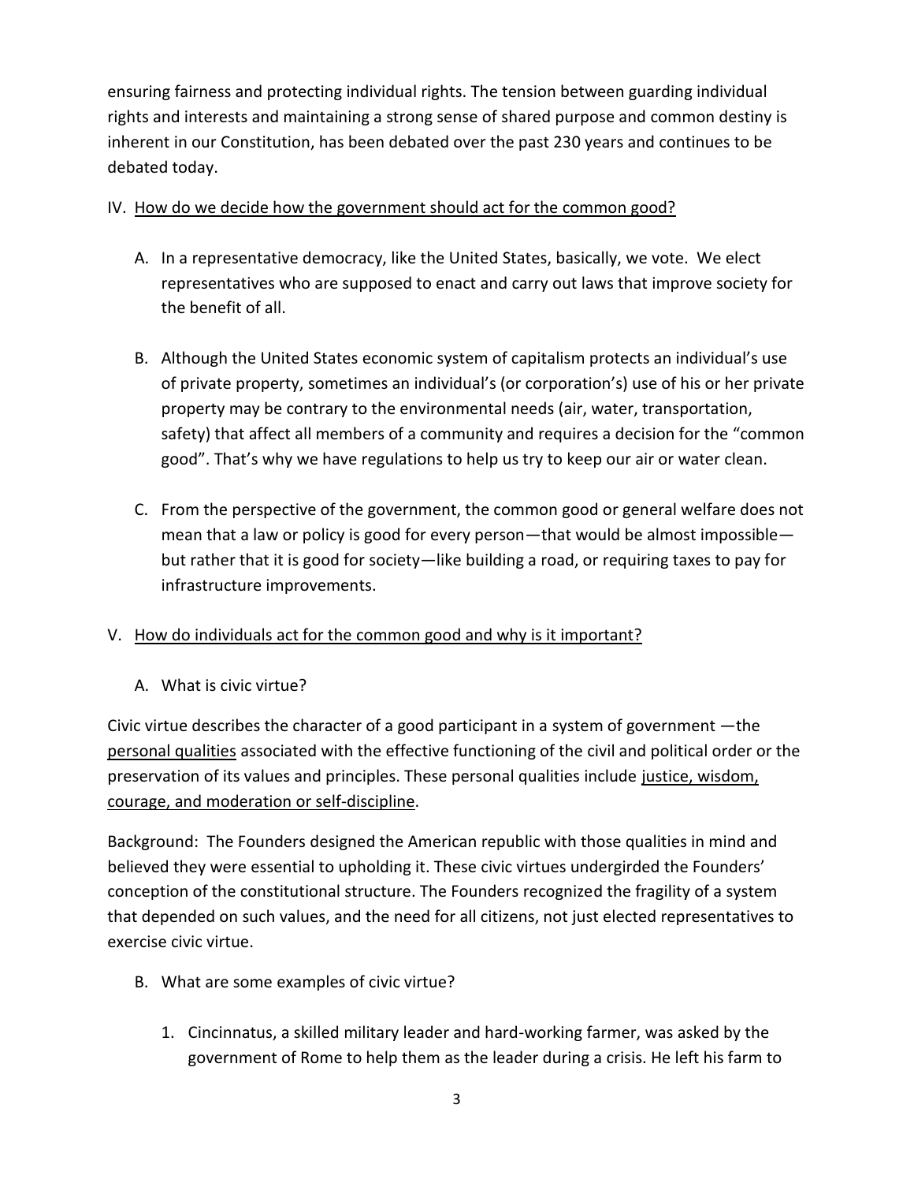ensuring fairness and protecting individual rights. The tension between guarding individual rights and interests and maintaining a strong sense of shared purpose and common destiny is inherent in our Constitution, has been debated over the past 230 years and continues to be debated today.

IV. <u>How do we decide how the government should act for the common good?</u>

A. In a representative democracy, like the United States, basically, we vote. We elect representatives who are supposed to enact and carry out laws that improve society for the benefit of all.

B. Although the United States economic system of capitalism protects an individual's use of private property, sometimes an individual's (or corporation's) use of his or her private property may be contrary to the environmental needs (air, water, transportation, safety) that affect all members of a community and requires a decision for the "common good". That's why we have regulations to help us try to keep our air or water clean.

C. From the perspective of the government, the common good or general welfare does not mean that a law or policy is good for every person—that would be almost impossible—but rather that it is good for society—like building a road, or requiring taxes to pay for infrastructure improvements.

V. <u>How do individuals act for the common good and why is it important?</u>

A. What is civic virtue?

Civic virtue describes the character of a good participant in a system of government —the <u>personal qualities</u> associated with the effective functioning of the civil and political order or the preservation of its values and principles. These personal qualities include <u>justice, wisdom, courage, and moderation or self-discipline</u>.

Background: The Founders designed the American republic with those qualities in mind and believed they were essential to upholding it. These civic virtues undergirded the Founders' conception of the constitutional structure. The Founders recognized the fragility of a system that depended on such values, and the need for all citizens, not just elected representatives to exercise civic virtue.

B. What are some examples of civic virtue?

1. Cincinnatus, a skilled military leader and hard-working farmer, was asked by the government of Rome to help them as the leader during a crisis. He left his farm to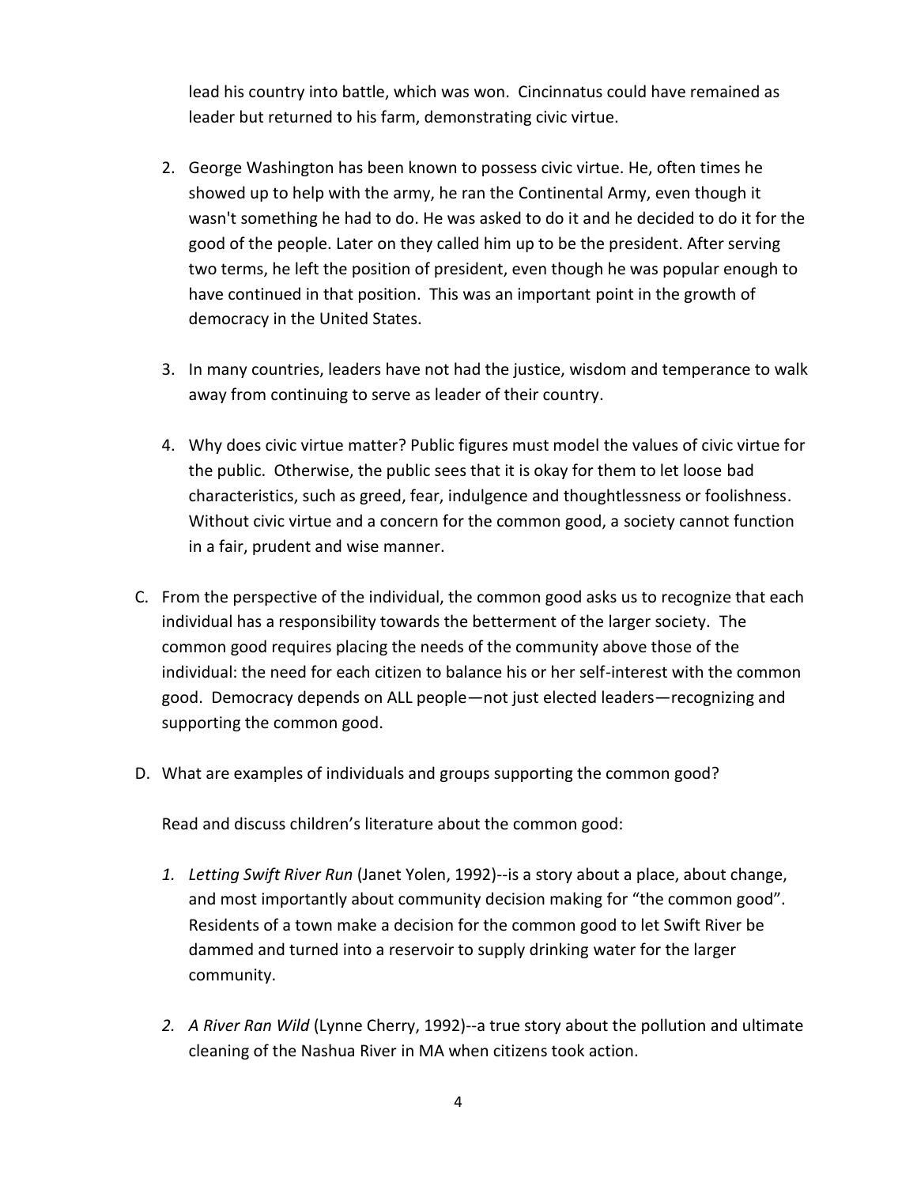lead his country into battle, which was won. Cincinnatus could have remained as leader but returned to his farm, demonstrating civic virtue.

2. George Washington has been known to possess civic virtue. He, often times he showed up to help with the army, he ran the Continental Army, even though it wasn't something he had to do. He was asked to do it and he decided to do it for the good of the people. Later on they called him up to be the president. After serving two terms, he left the position of president, even though he was popular enough to have continued in that position. This was an important point in the growth of democracy in the United States.

3. In many countries, leaders have not had the justice, wisdom and temperance to walk away from continuing to serve as leader of their country.

4. Why does civic virtue matter? Public figures must model the values of civic virtue for the public. Otherwise, the public sees that it is okay for them to let loose bad characteristics, such as greed, fear, indulgence and thoughtlessness or foolishness. Without civic virtue and a concern for the common good, a society cannot function in a fair, prudent and wise manner.

C. From the perspective of the individual, the common good asks us to recognize that each individual has a responsibility towards the betterment of the larger society. The common good requires placing the needs of the community above those of the individual: the need for each citizen to balance his or her self-interest with the common good. Democracy depends on ALL people—not just elected leaders—recognizing and supporting the common good.

D. What are examples of individuals and groups supporting the common good?

Read and discuss children's literature about the common good:

1. *Letting Swift River Run* (Janet Yolen, 1992)--is a story about a place, about change, and most importantly about community decision making for "the common good". Residents of a town make a decision for the common good to let Swift River be dammed and turned into a reservoir to supply drinking water for the larger community.

2. *A River Ran Wild* (Lynne Cherry, 1992)--a true story about the pollution and ultimate cleaning of the Nashua River in MA when citizens took action.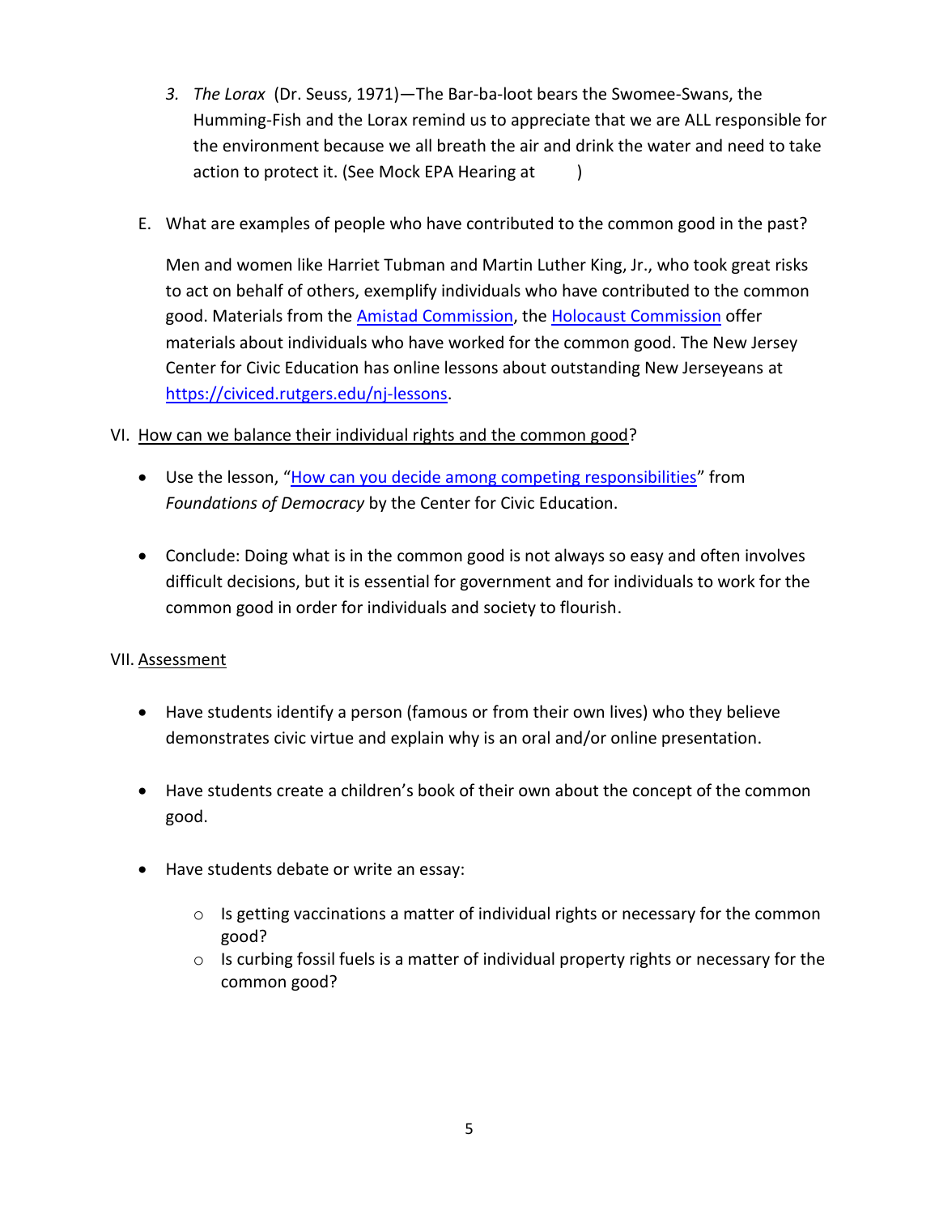3. *The Lorax* (Dr. Seuss, 1971)—The Bar-ba-loot bears the Swomee-Swans, the Humming-Fish and the Lorax remind us to appreciate that we are ALL responsible for the environment because we all breath the air and drink the water and need to take action to protect it. (See Mock EPA Hearing at )

E. What are examples of people who have contributed to the common good in the past?

Men and women like Harriet Tubman and Martin Luther King, Jr., who took great risks to act on behalf of others, exemplify individuals who have contributed to the common good. Materials from the Amistad Commission, the Holocaust Commission offer materials about individuals who have worked for the common good. The New Jersey Center for Civic Education has online lessons about outstanding New Jerseyeans at https://civiced.rutgers.edu/nj-lessons.

VI. How can we balance their individual rights and the common good?

- Use the lesson, "How can you decide among competing responsibilities" from *Foundations of Democracy* by the Center for Civic Education.
- Conclude: Doing what is in the common good is not always so easy and often involves difficult decisions, but it is essential for government and for individuals to work for the common good in order for individuals and society to flourish.

VII. Assessment

- Have students identify a person (famous or from their own lives) who they believe demonstrates civic virtue and explain why is an oral and/or online presentation.
- Have students create a children's book of their own about the concept of the common good.
- Have students debate or write an essay:
  - Is getting vaccinations a matter of individual rights or necessary for the common good?
  - Is curbing fossil fuels is a matter of individual property rights or necessary for the common good?